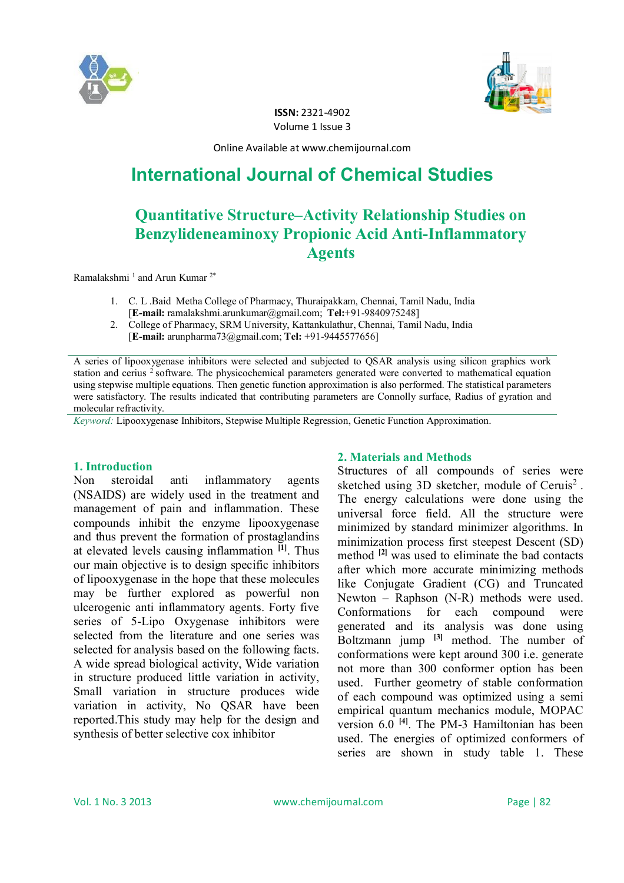ISSN: 2321-4902
Volume 1 Issue 3

Online Available at www.chemijournal.com

# International Journal of Chemical Studies

## Quantitative Structure–Activity Relationship Studies on Benzylideneaminoxy Propionic Acid Anti-Inflammatory Agents

Ramalakshmi [1] and Arun Kumar [2*]

1. C. L .Baid Metha College of Pharmacy, Thuraipakkam, Chennai, Tamil Nadu, India [**E-mail:** ramalakshmi.arunkumar@gmail.com; **Tel:**+91-9840975248]
2. College of Pharmacy, SRM University, Kattankulathur, Chennai, Tamil Nadu, India [**E-mail:** arunpharma73@gmail.com; **Tel:** +91-9445577656]

A series of lipooxygenase inhibitors were selected and subjected to QSAR analysis using silicon graphics work station and cerius [2] software. The physicochemical parameters generated were converted to mathematical equation using stepwise multiple equations. Then genetic function approximation is also performed. The statistical parameters were satisfactory. The results indicated that contributing parameters are Connolly surface, Radius of gyration and molecular refractivity.

*Keyword:* Lipooxygenase Inhibitors, Stepwise Multiple Regression, Genetic Function Approximation.

### 1. Introduction

Non steroidal anti inflammatory agents (NSAIDS) are widely used in the treatment and management of pain and inflammation. These compounds inhibit the enzyme lipooxygenase and thus prevent the formation of prostaglandins at elevated levels causing inflammation [1]. Thus our main objective is to design specific inhibitors of lipooxygenase in the hope that these molecules may be further explored as powerful non ulcerogenic anti inflammatory agents. Forty five series of 5-Lipo Oxygenase inhibitors were selected from the literature and one series was selected for analysis based on the following facts. A wide spread biological activity, Wide variation in structure produced little variation in activity, Small variation in structure produces wide variation in activity, No QSAR have been reported.This study may help for the design and synthesis of better selective cox inhibitor

### 2. Materials and Methods

Structures of all compounds of series were sketched using 3D sketcher, module of Ceruis[2] . The energy calculations were done using the universal force field. All the structure were minimized by standard minimizer algorithms. In minimization process first steepest Descent (SD) method [2] was used to eliminate the bad contacts after which more accurate minimizing methods like Conjugate Gradient (CG) and Truncated Newton – Raphson (N-R) methods were used. Conformations for each compound were generated and its analysis was done using Boltzmann jump [3] method. The number of conformations were kept around 300 i.e. generate not more than 300 conformer option has been used. Further geometry of stable conformation of each compound was optimized using a semi empirical quantum mechanics module, MOPAC version 6.0 [4]. The PM-3 Hamiltonian has been used. The energies of optimized conformers of series are shown in study table 1. These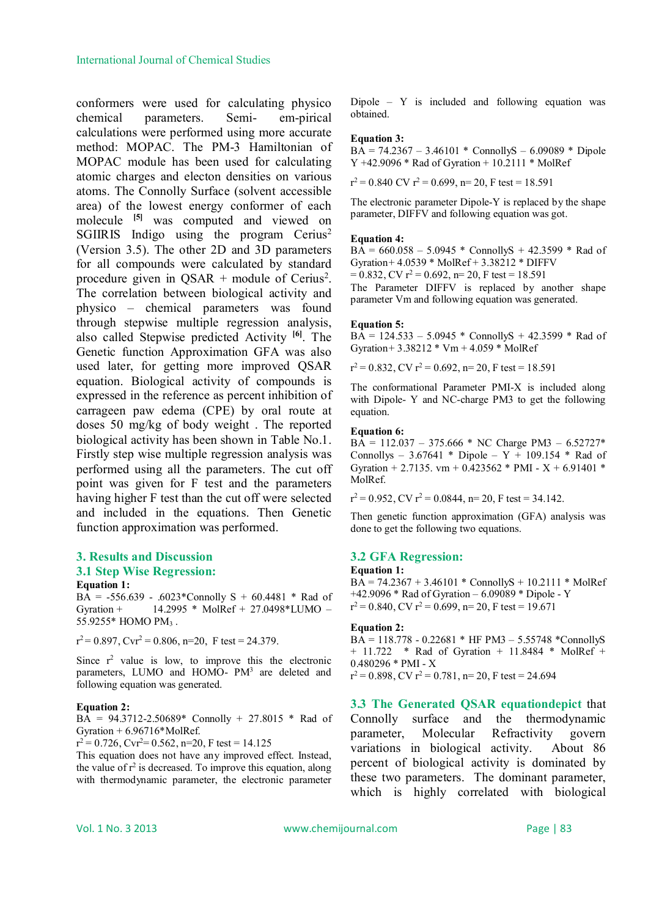conformers were used for calculating physico chemical parameters. Semi- em-pirical calculations were performed using more accurate method: MOPAC. The PM-3 Hamiltonian of MOPAC module has been used for calculating atomic charges and electon densities on various atoms. The Connolly Surface (solvent accessible area) of the lowest energy conformer of each molecule [5] was computed and viewed on SGIIRIS Indigo using the program Cerius$^2$ (Version 3.5). The other 2D and 3D parameters for all compounds were calculated by standard procedure given in QSAR + module of Cerius$^2$. The correlation between biological activity and physico – chemical parameters was found through stepwise multiple regression analysis, also called Stepwise predicted Activity [6]. The Genetic function Approximation GFA was also used later, for getting more improved QSAR equation. Biological activity of compounds is expressed in the reference as percent inhibition of carrageen paw edema (CPE) by oral route at doses 50 mg/kg of body weight . The reported biological activity has been shown in Table No.1. Firstly step wise multiple regression analysis was performed using all the parameters. The cut off point was given for F test and the parameters having higher F test than the cut off were selected and included in the equations. Then Genetic function approximation was performed.

## 3. Results and Discussion

### 3.1 Step Wise Regression:

**Equation 1:**

BA = -556.639 - .6023*Connolly S + 60.4481 * Rad of Gyration + 14.2995 * MolRef + 27.0498*LUMO – 55.9255* HOMO $PM_3$ .

$r^2$ = 0.897, $Cvr^2$ = 0.806, n=20, F test = 24.379.

Since $r^2$ value is low, to improve this the electronic parameters, LUMO and HOMO- $PM^3$ are deleted and following equation was generated.

**Equation 2:**

BA = 94.3712-2.50689* Connolly + 27.8015 * Rad of Gyration + 6.96716*MolRef.

$r^2$ = 0.726, $Cvr^2$= 0.562, n=20, F test = 14.125

This equation does not have any improved effect. Instead, the value of $r^2$ is decreased. To improve this equation, along with thermodynamic parameter, the electronic parameter Dipole – Y is included and following equation was obtained.

**Equation 3:**

BA = 74.2367 – 3.46101 * ConnollyS – 6.09089 * Dipole Y +42.9096 * Rad of Gyration + 10.2111 * MolRef

$r^2$ = 0.840 CV $r^2$ = 0.699, n= 20, F test = 18.591

The electronic parameter Dipole-Y is replaced by the shape parameter, DIFFV and following equation was got.

**Equation 4:**

BA = 660.058 – 5.0945 * ConnollyS + 42.3599 * Rad of Gyration+ 4.0539 * MolRef + 3.38212 * DIFFV

= 0.832, CV $r^2$ = 0.692, n= 20, F test = 18.591

The Parameter DIFFV is replaced by another shape parameter Vm and following equation was generated.

**Equation 5:**

BA = 124.533 – 5.0945 * ConnollyS + 42.3599 * Rad of Gyration+ 3.38212 * Vm + 4.059 * MolRef

$r^2$ = 0.832, CV $r^2$ = 0.692, n= 20, F test = 18.591

The conformational Parameter PMI-X is included along with Dipole- Y and NC-charge PM3 to get the following equation.

**Equation 6:**

BA = 112.037 – 375.666 * NC Charge PM3 – 6.52727* Connollys – 3.67641 * Dipole – Y + 109.154 * Rad of Gyration + 2.7135. vm + 0.423562 * PMI - X + 6.91401 * MolRef.

$r^2$ = 0.952, CV $r^2$ = 0.0844, n= 20, F test = 34.142.

Then genetic function approximation (GFA) analysis was done to get the following two equations.

### 3.2 GFA Regression:

**Equation 1:**

BA = 74.2367 + 3.46101 * ConnollyS + 10.2111 * MolRef +42.9096 * Rad of Gyration – 6.09089 * Dipole - Y

$r^2$ = 0.840, CV $r^2$ = 0.699, n= 20, F test = 19.671

**Equation 2:**

BA = 118.778 - 0.22681 * HF PM3 – 5.55748 *ConnollyS + 11.722 * Rad of Gyration + 11.8484 * MolRef + 0.480296 * PMI - X

$r^2$ = 0.898, CV $r^2$ = 0.781, n= 20, F test = 24.694

**3.3 The Generated QSAR equationdepict** that Connolly surface and the thermodynamic parameter, Molecular Refractivity govern variations in biological activity. About 86 percent of biological activity is dominated by these two parameters. The dominant parameter, which is highly correlated with biological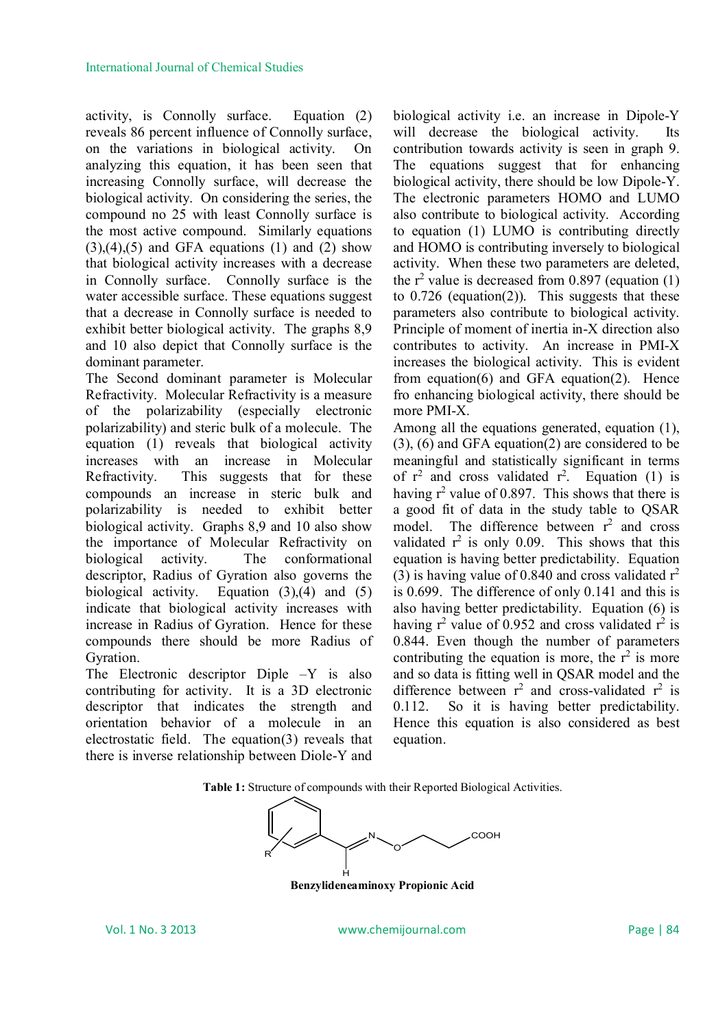activity, is Connolly surface. Equation (2) reveals 86 percent influence of Connolly surface, on the variations in biological activity. On analyzing this equation, it has been seen that increasing Connolly surface, will decrease the biological activity. On considering the series, the compound no 25 with least Connolly surface is the most active compound. Similarly equations (3),(4),(5) and GFA equations (1) and (2) show that biological activity increases with a decrease in Connolly surface. Connolly surface is the water accessible surface. These equations suggest that a decrease in Connolly surface is needed to exhibit better biological activity. The graphs 8,9 and 10 also depict that Connolly surface is the dominant parameter.

The Second dominant parameter is Molecular Refractivity. Molecular Refractivity is a measure of the polarizability (especially electronic polarizability) and steric bulk of a molecule. The equation (1) reveals that biological activity increases with an increase in Molecular Refractivity. This suggests that for these compounds an increase in steric bulk and polarizability is needed to exhibit better biological activity. Graphs 8,9 and 10 also show the importance of Molecular Refractivity on biological activity. The conformational descriptor, Radius of Gyration also governs the biological activity. Equation (3),(4) and (5) indicate that biological activity increases with increase in Radius of Gyration. Hence for these compounds there should be more Radius of Gyration.

The Electronic descriptor Diple –Y is also contributing for activity. It is a 3D electronic descriptor that indicates the strength and orientation behavior of a molecule in an electrostatic field. The equation(3) reveals that there is inverse relationship between Diole-Y and biological activity i.e. an increase in Dipole-Y will decrease the biological activity. Its contribution towards activity is seen in graph 9. The equations suggest that for enhancing biological activity, there should be low Dipole-Y. The electronic parameters HOMO and LUMO also contribute to biological activity. According to equation (1) LUMO is contributing directly and HOMO is contributing inversely to biological activity. When these two parameters are deleted, the $r^2$ value is decreased from 0.897 (equation (1) to 0.726 (equation(2)). This suggests that these parameters also contribute to biological activity. Principle of moment of inertia in-X direction also contributes to activity. An increase in PMI-X increases the biological activity. This is evident from equation(6) and GFA equation(2). Hence fro enhancing biological activity, there should be more PMI-X.

Among all the equations generated, equation (1), (3), (6) and GFA equation(2) are considered to be meaningful and statistically significant in terms of $r^2$ and cross validated $r^2$. Equation (1) is having $r^2$ value of 0.897. This shows that there is a good fit of data in the study table to QSAR model. The difference between $r^2$ and cross validated $r^2$ is only 0.09. This shows that this equation is having better predictability. Equation (3) is having value of 0.840 and cross validated $r^2$ is 0.699. The difference of only 0.141 and this is also having better predictability. Equation (6) is having $r^2$ value of 0.952 and cross validated $r^2$ is 0.844. Even though the number of parameters contributing the equation is more, the $r^2$ is more and so data is fitting well in QSAR model and the difference between $r^2$ and cross-validated $r^2$ is 0.112. So it is having better predictability. Hence this equation is also considered as best equation.

**Table 1:** Structure of compounds with their Reported Biological Activities.

R, N, O, COOH, H

**Benzylideneaminoxy Propionic Acid**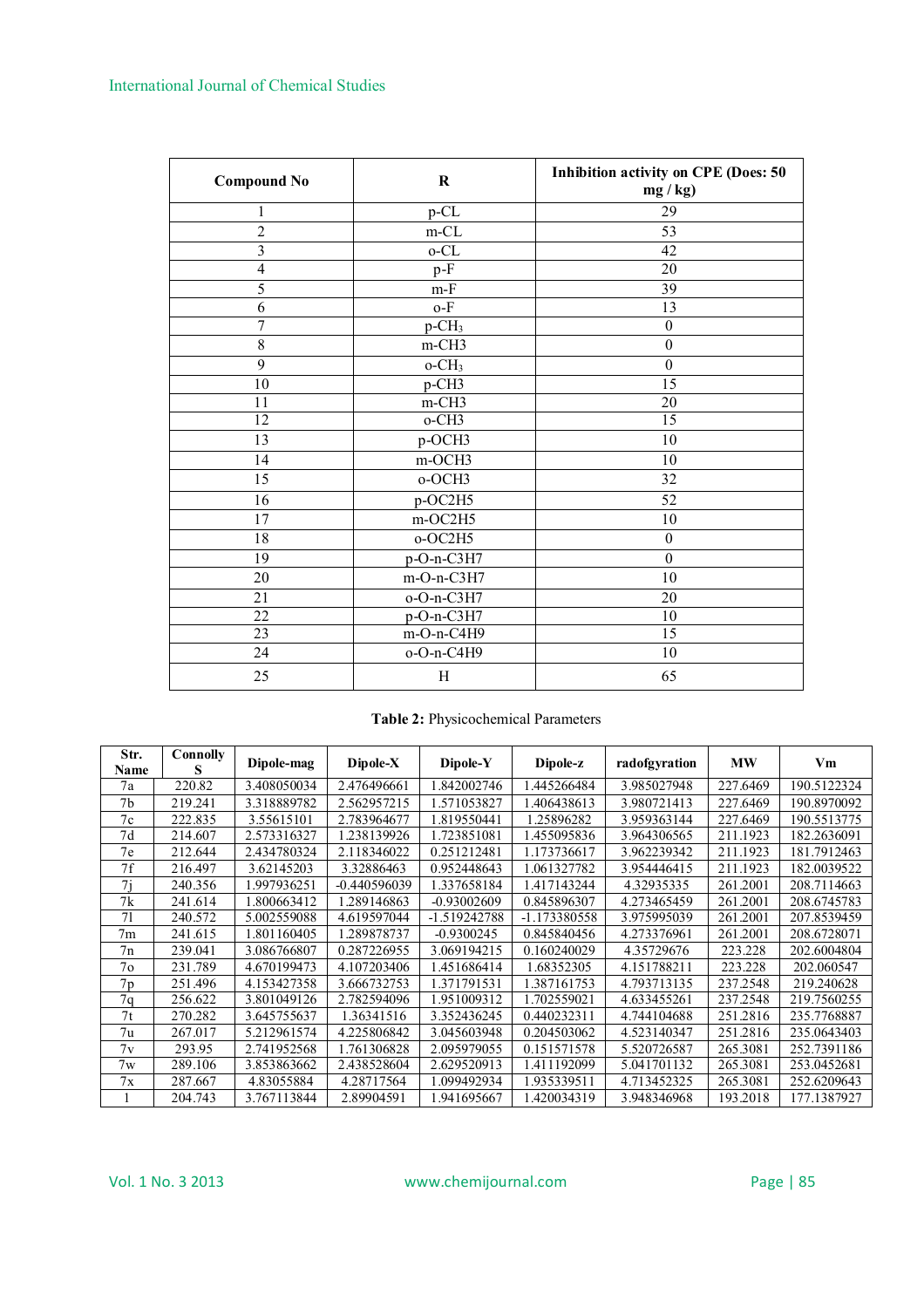| Compound No | R | Inhibition activity on CPE (Does: 50 mg / kg) |
|---|---|---|
| 1 | p-CL | 29 |
| 2 | m-CL | 53 |
| 3 | o-CL | 42 |
| 4 | p-F | 20 |
| 5 | m-F | 39 |
| 6 | o-F | 13 |
| 7 | p-$CH_3$ | 0 |
| 8 | m-CH3 | 0 |
| 9 | o-$CH_3$ | 0 |
| 10 | p-CH3 | 15 |
| 11 | m-CH3 | 20 |
| 12 | o-CH3 | 15 |
| 13 | p-OCH3 | 10 |
| 14 | m-OCH3 | 10 |
| 15 | o-OCH3 | 32 |
| 16 | p-OC2H5 | 52 |
| 17 | m-OC2H5 | 10 |
| 18 | o-OC2H5 | 0 |
| 19 | p-O-n-C3H7 | 0 |
| 20 | m-O-n-C3H7 | 10 |
| 21 | o-O-n-C3H7 | 20 |
| 22 | p-O-n-C3H7 | 10 |
| 23 | m-O-n-C4H9 | 15 |
| 24 | o-O-n-C4H9 | 10 |
| 25 | H | 65 |

**Table 2:** Physicochemical Parameters

| Str. Name | Connolly S | Dipole-mag | Dipole-X | Dipole-Y | Dipole-z | radofgyration | MW | Vm |
|---|---|---|---|---|---|---|---|---|
| 7a | 220.82 | 3.408050034 | 2.476496661 | 1.842002746 | 1.445266484 | 3.985027948 | 227.6469 | 190.5122324 |
| 7b | 219.241 | 3.318889782 | 2.562957215 | 1.571053827 | 1.406438613 | 3.980721413 | 227.6469 | 190.8970092 |
| 7c | 222.835 | 3.55615101 | 2.783964677 | 1.819550441 | 1.25896282 | 3.959363144 | 227.6469 | 190.5513775 |
| 7d | 214.607 | 2.573316327 | 1.238139926 | 1.723851081 | 1.455095836 | 3.964306565 | 211.1923 | 182.2636091 |
| 7e | 212.644 | 2.434780324 | 2.118346022 | 0.251212481 | 1.173736617 | 3.962239342 | 211.1923 | 181.7912463 |
| 7f | 216.497 | 3.62145203 | 3.32886463 | 0.952448643 | 1.061327782 | 3.954446415 | 211.1923 | 182.0039522 |
| 7j | 240.356 | 1.997936251 | -0.440596039 | 1.337658184 | 1.417143244 | 4.32935335 | 261.2001 | 208.7114663 |
| 7k | 241.614 | 1.800663412 | 1.289146863 | -0.93002609 | 0.845896307 | 4.273465459 | 261.2001 | 208.6745783 |
| 7l | 240.572 | 5.002559088 | 4.619597044 | -1.519242788 | -1.173380558 | 3.975995039 | 261.2001 | 207.8539459 |
| 7m | 241.615 | 1.801160405 | 1.289878737 | -0.9300245 | 0.845840456 | 4.273376961 | 261.2001 | 208.6728071 |
| 7n | 239.041 | 3.086766807 | 0.287226955 | 3.069194215 | 0.160240029 | 4.35729676 | 223.228 | 202.6004804 |
| 7o | 231.789 | 4.670199473 | 4.107203406 | 1.451686414 | 1.68352305 | 4.151788211 | 223.228 | 202.060547 |
| 7p | 251.496 | 4.153427358 | 3.666732753 | 1.371791531 | 1.387161753 | 4.793713135 | 237.2548 | 219.240628 |
| 7q | 256.622 | 3.801049126 | 2.782594096 | 1.951009312 | 1.702559021 | 4.633455261 | 237.2548 | 219.7560255 |
| 7t | 270.282 | 3.645755637 | 1.36341516 | 3.352436245 | 0.440232311 | 4.744104688 | 251.2816 | 235.7768887 |
| 7u | 267.017 | 5.212961574 | 4.225806842 | 3.045603948 | 0.204503062 | 4.523140347 | 251.2816 | 235.0643403 |
| 7v | 293.95 | 2.741952568 | 1.761306828 | 2.095979055 | 0.151571578 | 5.520726587 | 265.3081 | 252.7391186 |
| 7w | 289.106 | 3.853863662 | 2.438528604 | 2.629520913 | 1.411192099 | 5.041701132 | 265.3081 | 253.0452681 |
| 7x | 287.667 | 4.83055884 | 4.28717564 | 1.099492934 | 1.935339511 | 4.713452325 | 265.3081 | 252.6209643 |
| 1 | 204.743 | 3.767113844 | 2.89904591 | 1.941695667 | 1.420034319 | 3.948346968 | 193.2018 | 177.1387927 |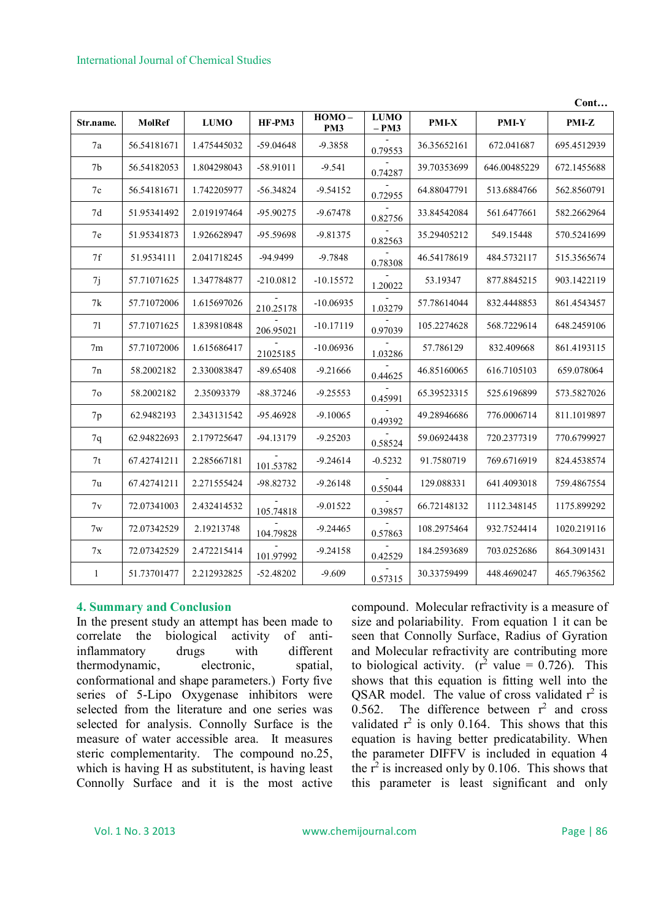**Cont…**

| Str.name. | MolRef | LUMO | HF-PM3 | HOMO – PM3 | LUMO – PM3 | PMI-X | PMI-Y | PMI-Z |
|---|---|---|---|---|---|---|---|---|
| 7a | 56.54181671 | 1.475445032 | -59.04648 | -9.3858 | -0.79553 | 36.35652161 | 672.041687 | 695.4512939 |
| 7b | 56.54182053 | 1.804298043 | -58.91011 | -9.541 | -0.74287 | 39.70353699 | 646.00485229 | 672.1455688 |
| 7c | 56.54181671 | 1.742205977 | -56.34824 | -9.54152 | -0.72955 | 64.88047791 | 513.6884766 | 562.8560791 |
| 7d | 51.95341492 | 2.019197464 | -95.90275 | -9.67478 | -0.82756 | 33.84542084 | 561.6477661 | 582.2662964 |
| 7e | 51.95341873 | 1.926628947 | -95.59698 | -9.81375 | -0.82563 | 35.29405212 | 549.15448 | 570.5241699 |
| 7f | 51.9534111 | 2.041718245 | -94.9499 | -9.7848 | -0.78308 | 46.54178619 | 484.5732117 | 515.3565674 |
| 7j | 57.71071625 | 1.347784877 | -210.0812 | -10.15572 | -1.20022 | 53.19347 | 877.8845215 | 903.1422119 |
| 7k | 57.71072006 | 1.615697026 | -210.25178 | -10.06935 | -1.03279 | 57.78614044 | 832.4448853 | 861.4543457 |
| 7l | 57.71071625 | 1.839810848 | -206.95021 | -10.17119 | -0.97039 | 105.2274628 | 568.7229614 | 648.2459106 |
| 7m | 57.71072006 | 1.615686417 | -21025185 | -10.06936 | -1.03286 | 57.786129 | 832.409668 | 861.4193115 |
| 7n | 58.2002182 | 2.330083847 | -89.65408 | -9.21666 | -0.44625 | 46.85160065 | 616.7105103 | 659.078064 |
| 7o | 58.2002182 | 2.35093379 | -88.37246 | -9.25553 | -0.45991 | 65.39523315 | 525.6196899 | 573.5827026 |
| 7p | 62.9482193 | 2.343131542 | -95.46928 | -9.10065 | -0.49392 | 49.28946686 | 776.0006714 | 811.1019897 |
| 7q | 62.94822693 | 2.179725647 | -94.13179 | -9.25203 | -0.58524 | 59.06924438 | 720.2377319 | 770.6799927 |
| 7t | 67.42741211 | 2.285667181 | -101.53782 | -9.24614 | -0.5232 | 91.7580719 | 769.6716919 | 824.4538574 |
| 7u | 67.42741211 | 2.271555424 | -98.82732 | -9.26148 | -0.55044 | 129.088331 | 641.4093018 | 759.4867554 |
| 7v | 72.07341003 | 2.432414532 | -105.74818 | -9.01522 | -0.39857 | 66.72148132 | 1112.348145 | 1175.899292 |
| 7w | 72.07342529 | 2.19213748 | -104.79828 | -9.24465 | -0.57863 | 108.2975464 | 932.7524414 | 1020.219116 |
| 7x | 72.07342529 | 2.472215414 | -101.97992 | -9.24158 | -0.42529 | 184.2593689 | 703.0252686 | 864.3091431 |
| 1 | 51.73701477 | 2.212932825 | -52.48202 | -9.609 | -0.57315 | 30.33759499 | 448.4690247 | 465.7963562 |

## 4. Summary and Conclusion

In the present study an attempt has been made to correlate the biological activity of anti-inflammatory drugs with different thermodynamic, electronic, spatial, conformational and shape parameters.) Forty five series of 5-Lipo Oxygenase inhibitors were selected from the literature and one series was selected for analysis. Connolly Surface is the measure of water accessible area. It measures steric complementarity. The compound no.25, which is having H as substitutent, is having least Connolly Surface and it is the most active compound. Molecular refractivity is a measure of size and polariability. From equation 1 it can be seen that Connolly Surface, Radius of Gyration and Molecular refractivity are contributing more to biological activity. ($r^2$ value = 0.726). This shows that this equation is fitting well into the QSAR model. The value of cross validated $r^2$ is 0.562. The difference between $r^2$ and cross validated $r^2$ is only 0.164. This shows that this equation is having better predicatability. When the parameter DIFFV is included in equation 4 the $r^2$ is increased only by 0.106. This shows that this parameter is least significant and only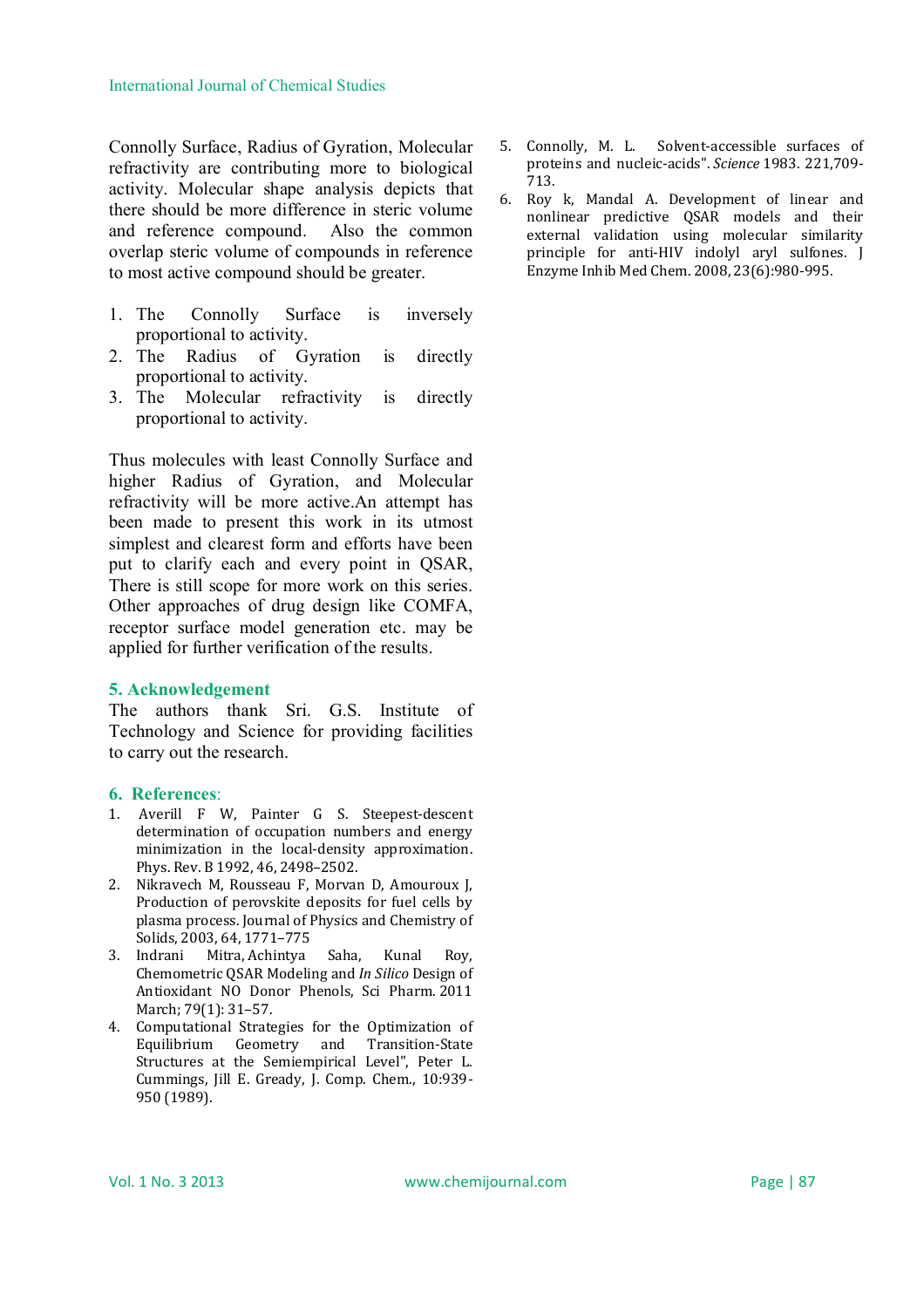Connolly Surface, Radius of Gyration, Molecular refractivity are contributing more to biological activity. Molecular shape analysis depicts that there should be more difference in steric volume and reference compound. Also the common overlap steric volume of compounds in reference to most active compound should be greater.

1. The Connolly Surface is inversely proportional to activity.
2. The Radius of Gyration is directly proportional to activity.
3. The Molecular refractivity is directly proportional to activity.

Thus molecules with least Connolly Surface and higher Radius of Gyration, and Molecular refractivity will be more active.An attempt has been made to present this work in its utmost simplest and clearest form and efforts have been put to clarify each and every point in QSAR, There is still scope for more work on this series. Other approaches of drug design like COMFA, receptor surface model generation etc. may be applied for further verification of the results.

## 5. Acknowledgement

The authors thank Sri. G.S. Institute of Technology and Science for providing facilities to carry out the research.

## 6. References:

1. Averill F W, Painter G S. Steepest-descent determination of occupation numbers and energy minimization in the local-density approximation. Phys. Rev. B 1992, 46, 2498–2502.
2. Nikravech M, Rousseau F, Morvan D, Amouroux J, Production of perovskite deposits for fuel cells by plasma process. Journal of Physics and Chemistry of Solids, 2003, 64, 1771–775
3. Indrani Mitra, Achintya Saha, Kunal Roy, Chemometric QSAR Modeling and *In Silico* Design of Antioxidant NO Donor Phenols, Sci Pharm. 2011 March; 79(1): 31–57.
4. Computational Strategies for the Optimization of Equilibrium Geometry and Transition-State Structures at the Semiempirical Level", Peter L. Cummings, Jill E. Gready, J. Comp. Chem., 10:939-950 (1989).
5. Connolly, M. L. Solvent-accessible surfaces of proteins and nucleic-acids". *Science* 1983. 221,709-713.
6. Roy k, Mandal A. Development of linear and nonlinear predictive QSAR models and their external validation using molecular similarity principle for anti-HIV indolyl aryl sulfones. J Enzyme Inhib Med Chem. 2008, 23(6):980-995.